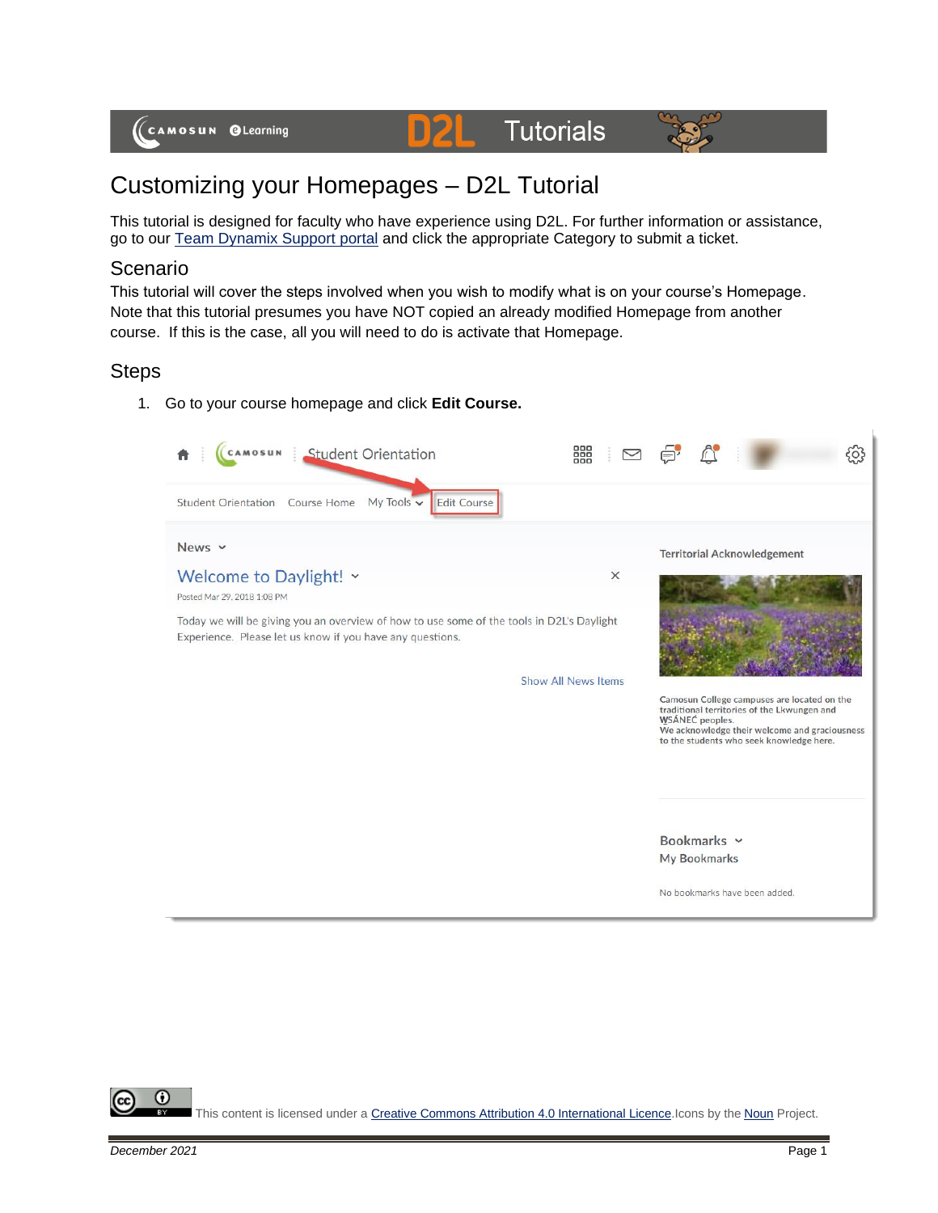# Customizing your Homepages – D2L Tutorial

This tutorial is designed for faculty who have experience using D2L. For further information or assistance, go to our Team Dynamix Support portal and click the appropriate Category to submit a ticket.

## Scenario

This tutorial will cover the steps involved when you wish to modify what is on your course's Homepage. Note that this tutorial presumes you have NOT copied an already modified Homepage from another course. If this is the case, all you will need to do is activate that Homepage.

## Steps

1. Go to your course homepage and click **Edit Course.**

This content is licensed under a Creative Commons Attribution 4.0 International Licence. Icons by the Noun Project.

*December 2021*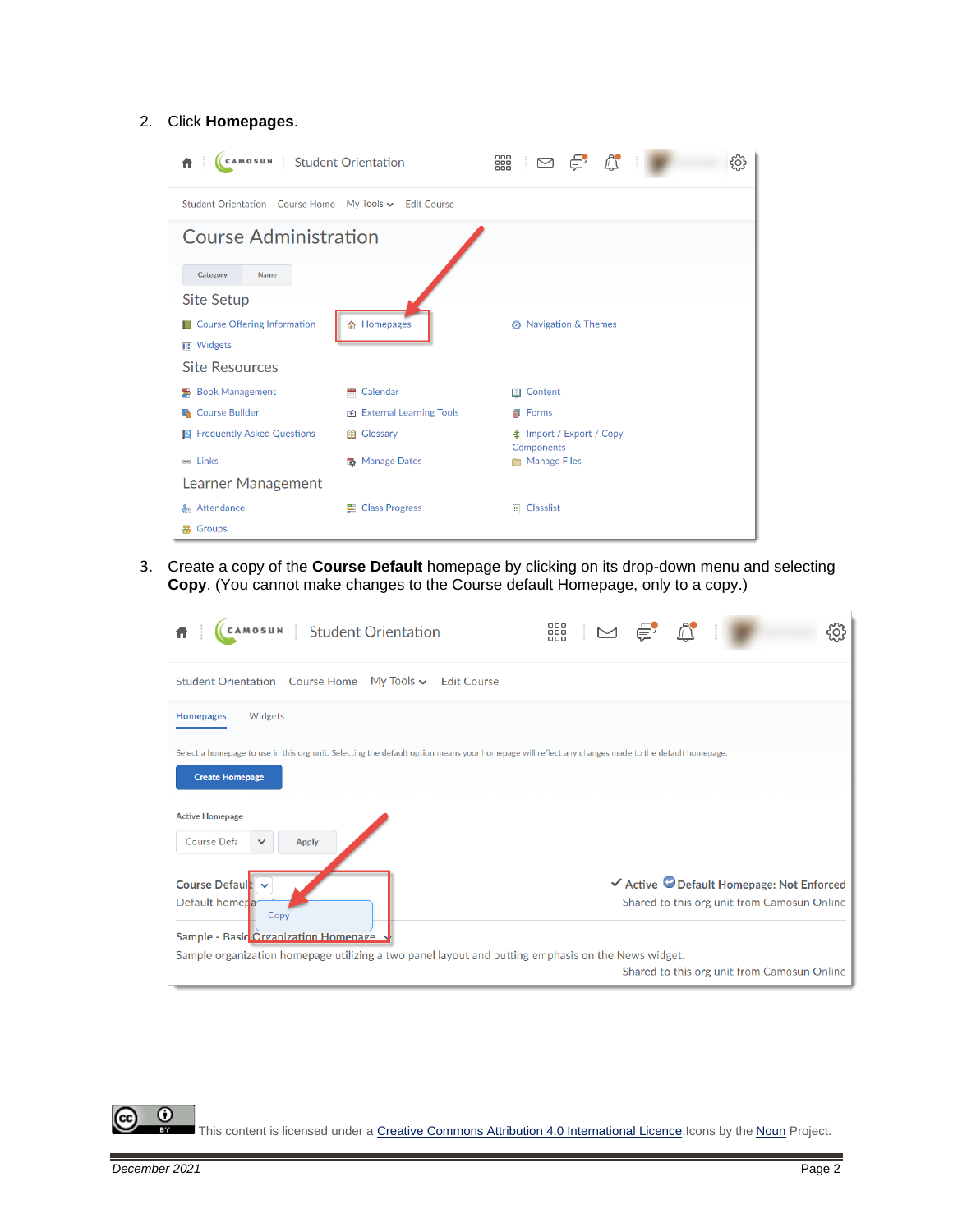2. Click **Homepages**.

3. Create a copy of the **Course Default** homepage by clicking on its drop-down menu and selecting **Copy**. (You cannot make changes to the Course default Homepage, only to a copy.)

This content is licensed under a Creative Commons Attribution 4.0 International Licence. Icons by the Noun Project.

December 2021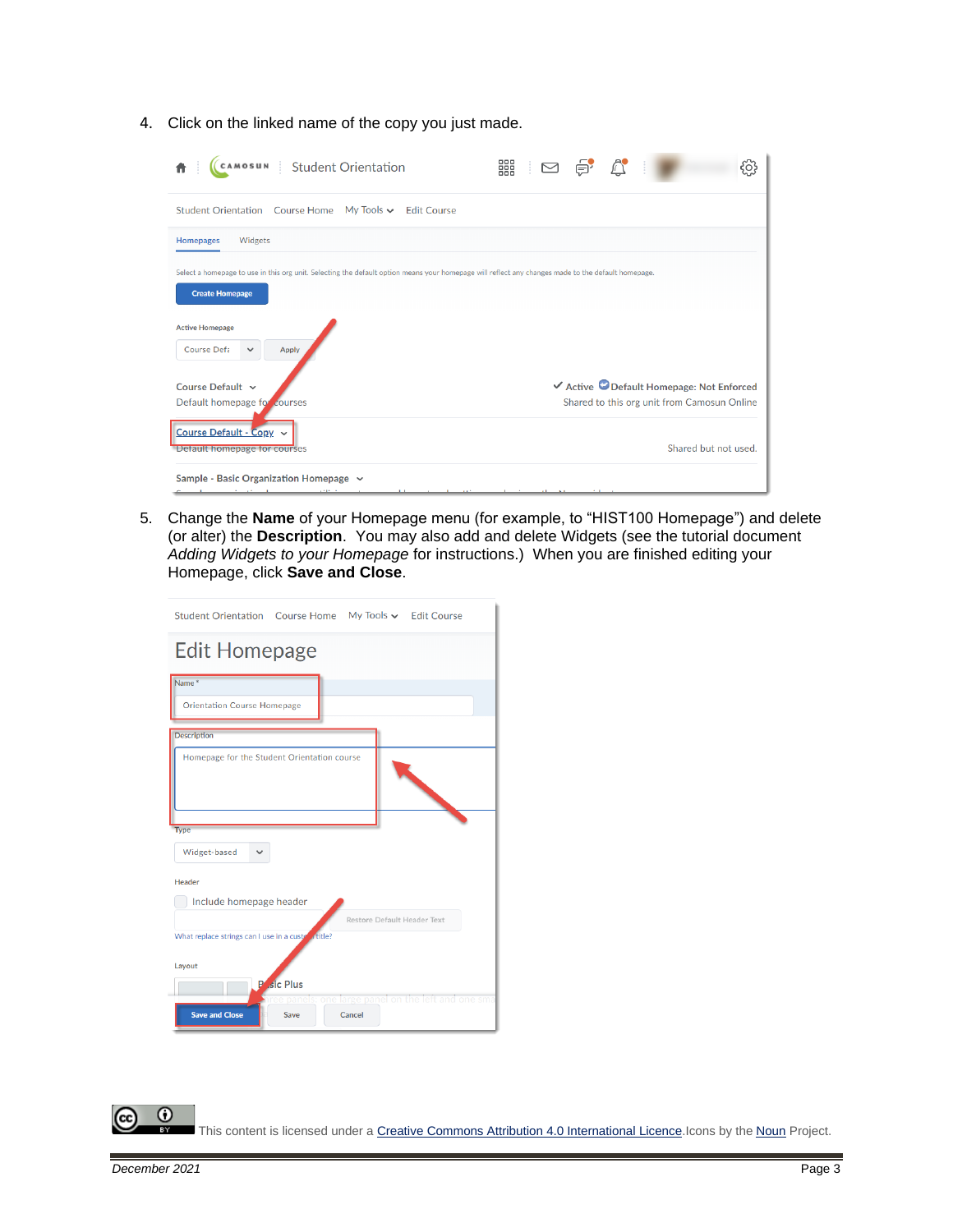4. Click on the linked name of the copy you just made.

5. Change the **Name** of your Homepage menu (for example, to "HIST100 Homepage") and delete (or alter) the **Description**. You may also add and delete Widgets (see the tutorial document *Adding Widgets to your Homepage* for instructions.) When you are finished editing your Homepage, click **Save and Close**.

This content is licensed under a [Creative Commons Attribution 4.0 International Licence](). Icons by the [Noun]() Project.

December 2021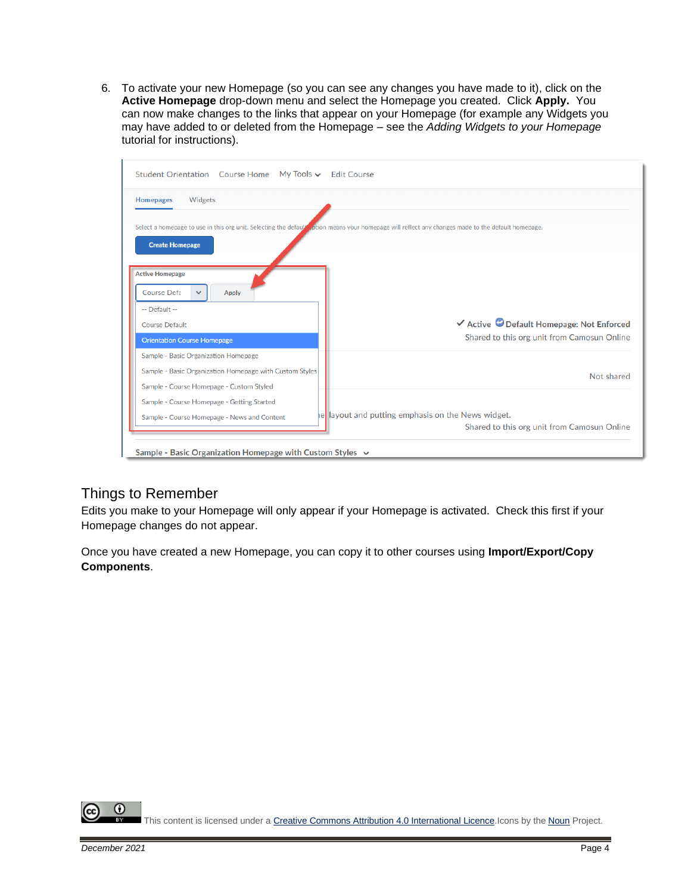6. To activate your new Homepage (so you can see any changes you have made to it), click on the **Active Homepage** drop-down menu and select the Homepage you created. Click **Apply.** You can now make changes to the links that appear on your Homepage (for example any Widgets you may have added to or deleted from the Homepage – see the *Adding Widgets to your Homepage* tutorial for instructions).

## Things to Remember

Edits you make to your Homepage will only appear if your Homepage is activated. Check this first if your Homepage changes do not appear.

Once you have created a new Homepage, you can copy it to other courses using **Import/Export/Copy Components**.

This content is licensed under a Creative Commons Attribution 4.0 International Licence. Icons by the Noun Project.

*December 2021*